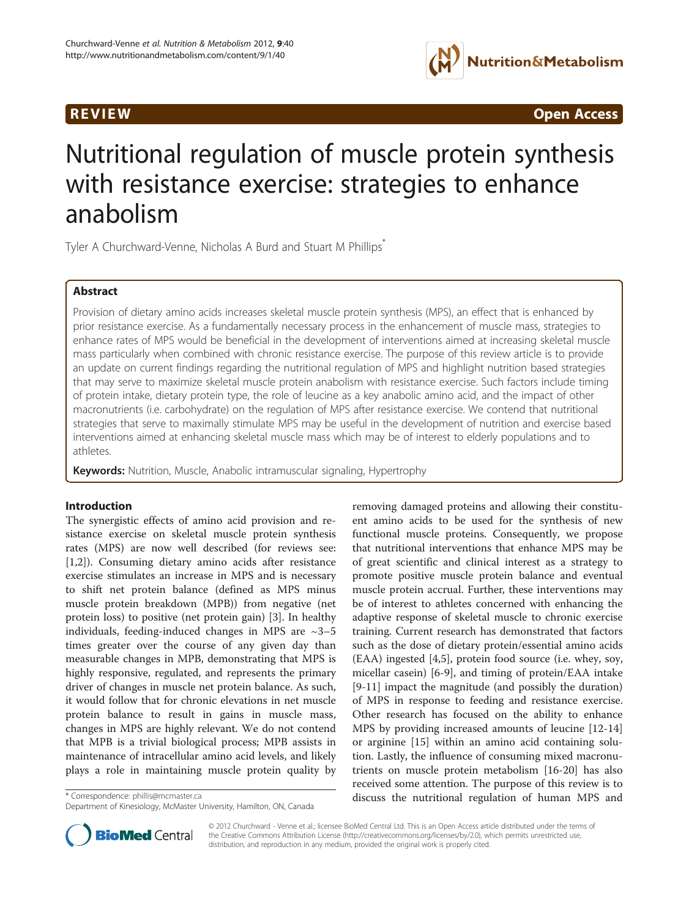REVIEW Open Access

# Nutritional regulation of muscle protein synthesis with resistance exercise: strategies to enhance anabolism

Tyler A Churchward-Venne, Nicholas A Burd and Stuart M Phillips*

## Abstract

Provision of dietary amino acids increases skeletal muscle protein synthesis (MPS), an effect that is enhanced by prior resistance exercise. As a fundamentally necessary process in the enhancement of muscle mass, strategies to enhance rates of MPS would be beneficial in the development of interventions aimed at increasing skeletal muscle mass particularly when combined with chronic resistance exercise. The purpose of this review article is to provide an update on current findings regarding the nutritional regulation of MPS and highlight nutrition based strategies that may serve to maximize skeletal muscle protein anabolism with resistance exercise. Such factors include timing of protein intake, dietary protein type, the role of leucine as a key anabolic amino acid, and the impact of other macronutrients (i.e. carbohydrate) on the regulation of MPS after resistance exercise. We contend that nutritional strategies that serve to maximally stimulate MPS may be useful in the development of nutrition and exercise based interventions aimed at enhancing skeletal muscle mass which may be of interest to elderly populations and to athletes.

**Keywords:** Nutrition, Muscle, Anabolic intramuscular signaling, Hypertrophy

## Introduction

The synergistic effects of amino acid provision and resistance exercise on skeletal muscle protein synthesis rates (MPS) are now well described (for reviews see: [1,2]). Consuming dietary amino acids after resistance exercise stimulates an increase in MPS and is necessary to shift net protein balance (defined as MPS minus muscle protein breakdown (MPB)) from negative (net protein loss) to positive (net protein gain) [3]. In healthy individuals, feeding-induced changes in MPS are ~3–5 times greater over the course of any given day than measurable changes in MPB, demonstrating that MPS is highly responsive, regulated, and represents the primary driver of changes in muscle net protein balance. As such, it would follow that for chronic elevations in net muscle protein balance to result in gains in muscle mass, changes in MPS are highly relevant. We do not contend that MPB is a trivial biological process; MPB assists in maintenance of intracellular amino acid levels, and likely plays a role in maintaining muscle protein quality by removing damaged proteins and allowing their constituent amino acids to be used for the synthesis of new functional muscle proteins. Consequently, we propose that nutritional interventions that enhance MPS may be of great scientific and clinical interest as a strategy to promote positive muscle protein balance and eventual muscle protein accrual. Further, these interventions may be of interest to athletes concerned with enhancing the adaptive response of skeletal muscle to chronic exercise training. Current research has demonstrated that factors such as the dose of dietary protein/essential amino acids (EAA) ingested [4,5], protein food source (i.e. whey, soy, micellar casein) [6-9], and timing of protein/EAA intake [9-11] impact the magnitude (and possibly the duration) of MPS in response to feeding and resistance exercise. Other research has focused on the ability to enhance MPS by providing increased amounts of leucine [12-14] or arginine [15] within an amino acid containing solution. Lastly, the influence of consuming mixed macronutrients on muscle protein metabolism [16-20] has also received some attention. The purpose of this review is to discuss the nutritional regulation of human MPS and

* Correspondence: phillis@mcmaster.ca
Department of Kinesiology, McMaster University, Hamilton, ON, Canada

© 2012 Churchward - Venne et al.; licensee BioMed Central Ltd. This is an Open Access article distributed under the terms of the Creative Commons Attribution License (http://creativecommons.org/licenses/by/2.0), which permits unrestricted use, distribution, and reproduction in any medium, provided the original work is properly cited.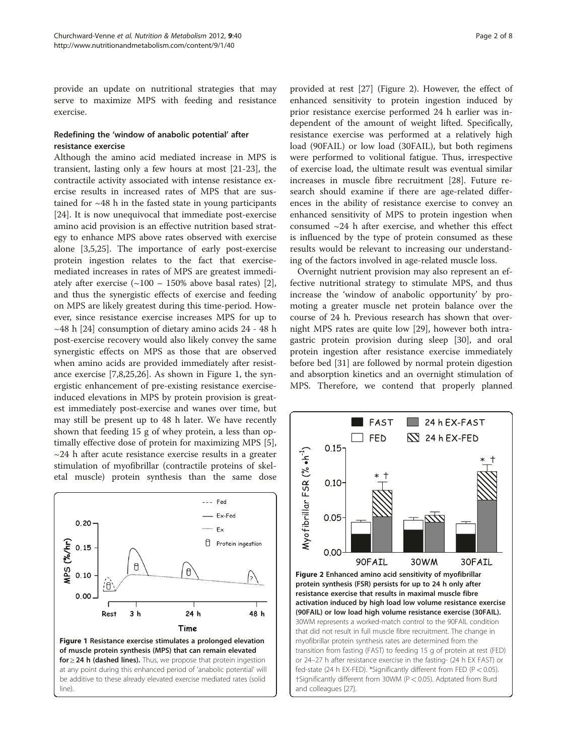provide an update on nutritional strategies that may serve to maximize MPS with feeding and resistance exercise.

## Redefining the 'window of anabolic potential' after resistance exercise

Although the amino acid mediated increase in MPS is transient, lasting only a few hours at most [21-23], the contractile activity associated with intense resistance exercise results in increased rates of MPS that are sustained for ~48 h in the fasted state in young participants [24]. It is now unequivocal that immediate post-exercise amino acid provision is an effective nutrition based strategy to enhance MPS above rates observed with exercise alone [3,5,25]. The importance of early post-exercise protein ingestion relates to the fact that exercise-mediated increases in rates of MPS are greatest immediately after exercise (~100 – 150% above basal rates) [2], and thus the synergistic effects of exercise and feeding on MPS are likely greatest during this time-period. However, since resistance exercise increases MPS for up to ~48 h [24] consumption of dietary amino acids 24 - 48 h post-exercise recovery would also likely convey the same synergistic effects on MPS as those that are observed when amino acids are provided immediately after resistance exercise [7,8,25,26]. As shown in Figure 1, the synergistic enhancement of pre-existing resistance exercise-induced elevations in MPS by protein provision is greatest immediately post-exercise and wanes over time, but may still be present up to 48 h later. We have recently shown that feeding 15 g of whey protein, a less than optimally effective dose of protein for maximizing MPS [5], ~24 h after acute resistance exercise results in a greater stimulation of myofibrillar (contractile proteins of skeletal muscle) protein synthesis than the same dose provided at rest [27] (Figure 2). However, the effect of enhanced sensitivity to protein ingestion induced by prior resistance exercise performed 24 h earlier was independent of the amount of weight lifted. Specifically, resistance exercise was performed at a relatively high load (90FAIL) or low load (30FAIL), but both regimens were performed to volitional fatigue. Thus, irrespective of exercise load, the ultimate result was eventual similar increases in muscle fibre recruitment [28]. Future research should examine if there are age-related differences in the ability of resistance exercise to convey an enhanced sensitivity of MPS to protein ingestion when consumed ~24 h after exercise, and whether this effect is influenced by the type of protein consumed as these results would be relevant to increasing our understanding of the factors involved in age-related muscle loss.

Overnight nutrient provision may also represent an effective nutritional strategy to stimulate MPS, and thus increase the 'window of anabolic opportunity' by promoting a greater muscle net protein balance over the course of 24 h. Previous research has shown that overnight MPS rates are quite low [29], however both intragastric protein provision during sleep [30], and oral protein ingestion after resistance exercise immediately before bed [31] are followed by normal protein digestion and absorption kinetics and an overnight stimulation of MPS. Therefore, we contend that properly planned

Fed
Ex-Fed
Ex
Protein ingestion
MPS (%/hr)
0.20
0.15
0.10
0.00
Rest
3 h
24 h
48 h
Time
?

**Figure 1 Resistance exercise stimulates a prolonged elevation of muscle protein synthesis (MPS) that can remain elevated for ≥ 24 h (dashed lines).** Thus, we propose that protein ingestion at any point during this enhanced period of 'anabolic potential' will be additive to these already elevated exercise mediated rates (solid line).

FAST
FED
24 h EX-FAST
24 h EX-FED
Myofibrillar FSR (% •h$^{-1}$)
0.15
0.10
0.05
0.00
90FAIL
30WM
30FAIL
* †
* †

**Figure 2 Enhanced amino acid sensitivity of myofibrillar protein synthesis (FSR) persists for up to 24 h only after resistance exercise that results in maximal muscle fibre activation induced by high load low volume resistance exercise (90FAIL) or low load high volume resistance exercise (30FAIL).** 30WM represents a worked-match control to the 90FAIL condition that did not result in full muscle fibre recruitment. The change in myofibrillar protein synthesis rates are determined from the transition from fasting (FAST) to feeding 15 g of protein at rest (FED) or 24–27 h after resistance exercise in the fasting- (24 h EX FAST) or fed-state (24 h EX-FED). *Significantly different from FED ($P < 0.05$). †Significantly different from 30WM ($P < 0.05$). Adptated from Burd and colleagues [27].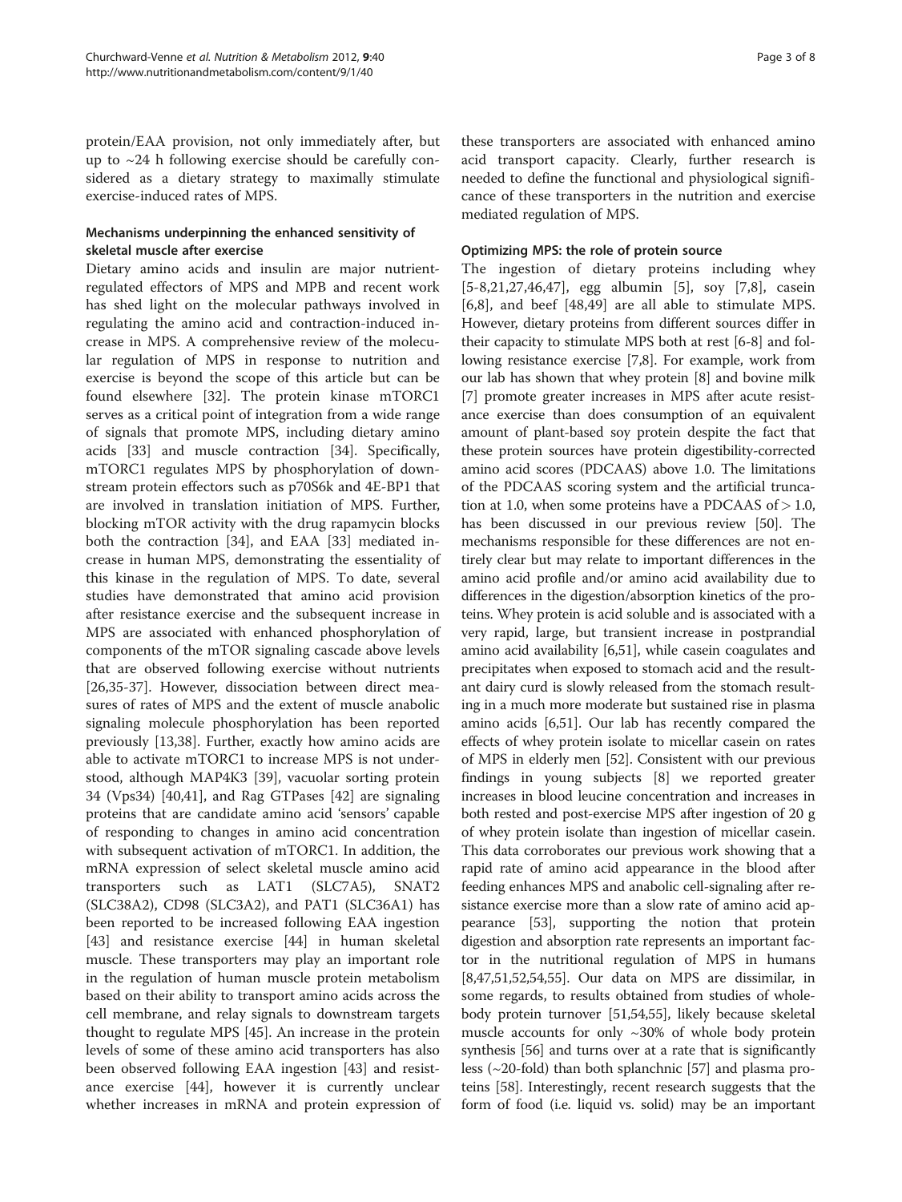protein/EAA provision, not only immediately after, but up to ~24 h following exercise should be carefully considered as a dietary strategy to maximally stimulate exercise-induced rates of MPS.

### Mechanisms underpinning the enhanced sensitivity of skeletal muscle after exercise

Dietary amino acids and insulin are major nutrient-regulated effectors of MPS and MPB and recent work has shed light on the molecular pathways involved in regulating the amino acid and contraction-induced increase in MPS. A comprehensive review of the molecular regulation of MPS in response to nutrition and exercise is beyond the scope of this article but can be found elsewhere [32]. The protein kinase mTORC1 serves as a critical point of integration from a wide range of signals that promote MPS, including dietary amino acids [33] and muscle contraction [34]. Specifically, mTORC1 regulates MPS by phosphorylation of downstream protein effectors such as p70S6k and 4E-BP1 that are involved in translation initiation of MPS. Further, blocking mTOR activity with the drug rapamycin blocks both the contraction [34], and EAA [33] mediated increase in human MPS, demonstrating the essentiality of this kinase in the regulation of MPS. To date, several studies have demonstrated that amino acid provision after resistance exercise and the subsequent increase in MPS are associated with enhanced phosphorylation of components of the mTOR signaling cascade above levels that are observed following exercise without nutrients [26,35-37]. However, dissociation between direct measures of rates of MPS and the extent of muscle anabolic signaling molecule phosphorylation has been reported previously [13,38]. Further, exactly how amino acids are able to activate mTORC1 to increase MPS is not understood, although MAP4K3 [39], vacuolar sorting protein 34 (Vps34) [40,41], and Rag GTPases [42] are signaling proteins that are candidate amino acid 'sensors' capable of responding to changes in amino acid concentration with subsequent activation of mTORC1. In addition, the mRNA expression of select skeletal muscle amino acid transporters such as LAT1 (SLC7A5), SNAT2 (SLC38A2), CD98 (SLC3A2), and PAT1 (SLC36A1) has been reported to be increased following EAA ingestion [43] and resistance exercise [44] in human skeletal muscle. These transporters may play an important role in the regulation of human muscle protein metabolism based on their ability to transport amino acids across the cell membrane, and relay signals to downstream targets thought to regulate MPS [45]. An increase in the protein levels of some of these amino acid transporters has also been observed following EAA ingestion [43] and resistance exercise [44], however it is currently unclear whether increases in mRNA and protein expression of these transporters are associated with enhanced amino acid transport capacity. Clearly, further research is needed to define the functional and physiological significance of these transporters in the nutrition and exercise mediated regulation of MPS.

### Optimizing MPS: the role of protein source

The ingestion of dietary proteins including whey [5-8,21,27,46,47], egg albumin [5], soy [7,8], casein [6,8], and beef [48,49] are all able to stimulate MPS. However, dietary proteins from different sources differ in their capacity to stimulate MPS both at rest [6-8] and following resistance exercise [7,8]. For example, work from our lab has shown that whey protein [8] and bovine milk [7] promote greater increases in MPS after acute resistance exercise than does consumption of an equivalent amount of plant-based soy protein despite the fact that these protein sources have protein digestibility-corrected amino acid scores (PDCAAS) above 1.0. The limitations of the PDCAAS scoring system and the artificial truncation at 1.0, when some proteins have a PDCAAS of $> 1.0$, has been discussed in our previous review [50]. The mechanisms responsible for these differences are not entirely clear but may relate to important differences in the amino acid profile and/or amino acid availability due to differences in the digestion/absorption kinetics of the proteins. Whey protein is acid soluble and is associated with a very rapid, large, but transient increase in postprandial amino acid availability [6,51], while casein coagulates and precipitates when exposed to stomach acid and the resultant dairy curd is slowly released from the stomach resulting in a much more moderate but sustained rise in plasma amino acids [6,51]. Our lab has recently compared the effects of whey protein isolate to micellar casein on rates of MPS in elderly men [52]. Consistent with our previous findings in young subjects [8] we reported greater increases in blood leucine concentration and increases in both rested and post-exercise MPS after ingestion of 20 g of whey protein isolate than ingestion of micellar casein. This data corroborates our previous work showing that a rapid rate of amino acid appearance in the blood after feeding enhances MPS and anabolic cell-signaling after resistance exercise more than a slow rate of amino acid appearance [53], supporting the notion that protein digestion and absorption rate represents an important factor in the nutritional regulation of MPS in humans [8,47,51,52,54,55]. Our data on MPS are dissimilar, in some regards, to results obtained from studies of whole-body protein turnover [51,54,55], likely because skeletal muscle accounts for only ~30% of whole body protein synthesis [56] and turns over at a rate that is significantly less (~20-fold) than both splanchnic [57] and plasma proteins [58]. Interestingly, recent research suggests that the form of food (i.e. liquid vs. solid) may be an important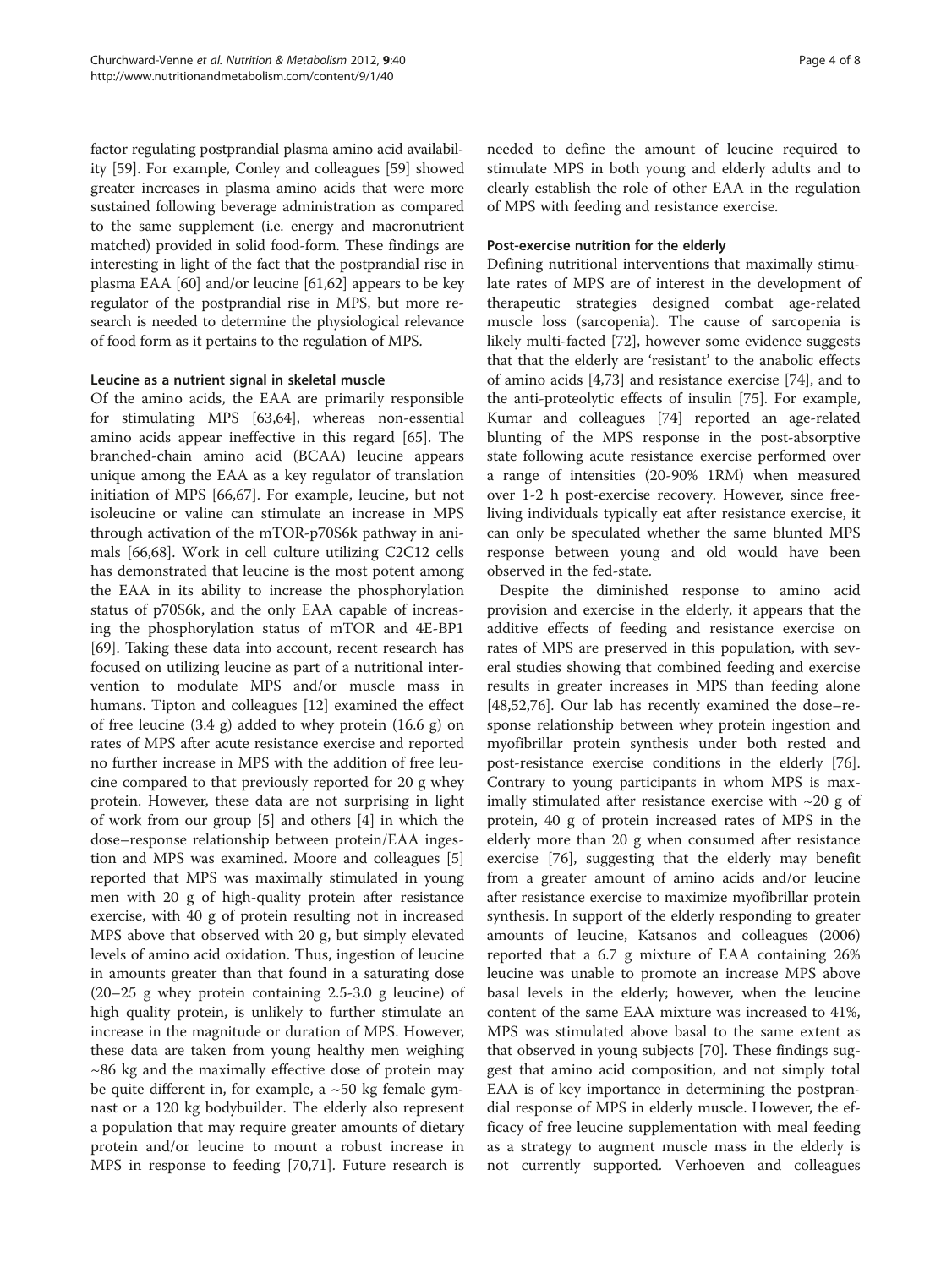factor regulating postprandial plasma amino acid availability [59]. For example, Conley and colleagues [59] showed greater increases in plasma amino acids that were more sustained following beverage administration as compared to the same supplement (i.e. energy and macronutrient matched) provided in solid food-form. These findings are interesting in light of the fact that the postprandial rise in plasma EAA [60] and/or leucine [61,62] appears to be key regulator of the postprandial rise in MPS, but more research is needed to determine the physiological relevance of food form as it pertains to the regulation of MPS.

### Leucine as a nutrient signal in skeletal muscle

Of the amino acids, the EAA are primarily responsible for stimulating MPS [63,64], whereas non-essential amino acids appear ineffective in this regard [65]. The branched-chain amino acid (BCAA) leucine appears unique among the EAA as a key regulator of translation initiation of MPS [66,67]. For example, leucine, but not isoleucine or valine can stimulate an increase in MPS through activation of the mTOR-p70S6k pathway in animals [66,68]. Work in cell culture utilizing C2C12 cells has demonstrated that leucine is the most potent among the EAA in its ability to increase the phosphorylation status of p70S6k, and the only EAA capable of increasing the phosphorylation status of mTOR and 4E-BP1 [69]. Taking these data into account, recent research has focused on utilizing leucine as part of a nutritional intervention to modulate MPS and/or muscle mass in humans. Tipton and colleagues [12] examined the effect of free leucine (3.4 g) added to whey protein (16.6 g) on rates of MPS after acute resistance exercise and reported no further increase in MPS with the addition of free leucine compared to that previously reported for 20 g whey protein. However, these data are not surprising in light of work from our group [5] and others [4] in which the dose–response relationship between protein/EAA ingestion and MPS was examined. Moore and colleagues [5] reported that MPS was maximally stimulated in young men with 20 g of high-quality protein after resistance exercise, with 40 g of protein resulting not in increased MPS above that observed with 20 g, but simply elevated levels of amino acid oxidation. Thus, ingestion of leucine in amounts greater than that found in a saturating dose (20–25 g whey protein containing 2.5-3.0 g leucine) of high quality protein, is unlikely to further stimulate an increase in the magnitude or duration of MPS. However, these data are taken from young healthy men weighing ~86 kg and the maximally effective dose of protein may be quite different in, for example, a ~50 kg female gymnast or a 120 kg bodybuilder. The elderly also represent a population that may require greater amounts of dietary protein and/or leucine to mount a robust increase in MPS in response to feeding [70,71]. Future research is needed to define the amount of leucine required to stimulate MPS in both young and elderly adults and to clearly establish the role of other EAA in the regulation of MPS with feeding and resistance exercise.

### Post-exercise nutrition for the elderly

Defining nutritional interventions that maximally stimulate rates of MPS are of interest in the development of therapeutic strategies designed combat age-related muscle loss (sarcopenia). The cause of sarcopenia is likely multi-facted [72], however some evidence suggests that that the elderly are 'resistant' to the anabolic effects of amino acids [4,73] and resistance exercise [74], and to the anti-proteolytic effects of insulin [75]. For example, Kumar and colleagues [74] reported an age-related blunting of the MPS response in the post-absorptive state following acute resistance exercise performed over a range of intensities (20-90% 1RM) when measured over 1-2 h post-exercise recovery. However, since free-living individuals typically eat after resistance exercise, it can only be speculated whether the same blunted MPS response between young and old would have been observed in the fed-state.

Despite the diminished response to amino acid provision and exercise in the elderly, it appears that the additive effects of feeding and resistance exercise on rates of MPS are preserved in this population, with several studies showing that combined feeding and exercise results in greater increases in MPS than feeding alone [48,52,76]. Our lab has recently examined the dose–response relationship between whey protein ingestion and myofibrillar protein synthesis under both rested and post-resistance exercise conditions in the elderly [76]. Contrary to young participants in whom MPS is maximally stimulated after resistance exercise with ~20 g of protein, 40 g of protein increased rates of MPS in the elderly more than 20 g when consumed after resistance exercise [76], suggesting that the elderly may benefit from a greater amount of amino acids and/or leucine after resistance exercise to maximize myofibrillar protein synthesis. In support of the elderly responding to greater amounts of leucine, Katsanos and colleagues (2006) reported that a 6.7 g mixture of EAA containing 26% leucine was unable to promote an increase MPS above basal levels in the elderly; however, when the leucine content of the same EAA mixture was increased to 41%, MPS was stimulated above basal to the same extent as that observed in young subjects [70]. These findings suggest that amino acid composition, and not simply total EAA is of key importance in determining the postprandial response of MPS in elderly muscle. However, the efficacy of free leucine supplementation with meal feeding as a strategy to augment muscle mass in the elderly is not currently supported. Verhoeven and colleagues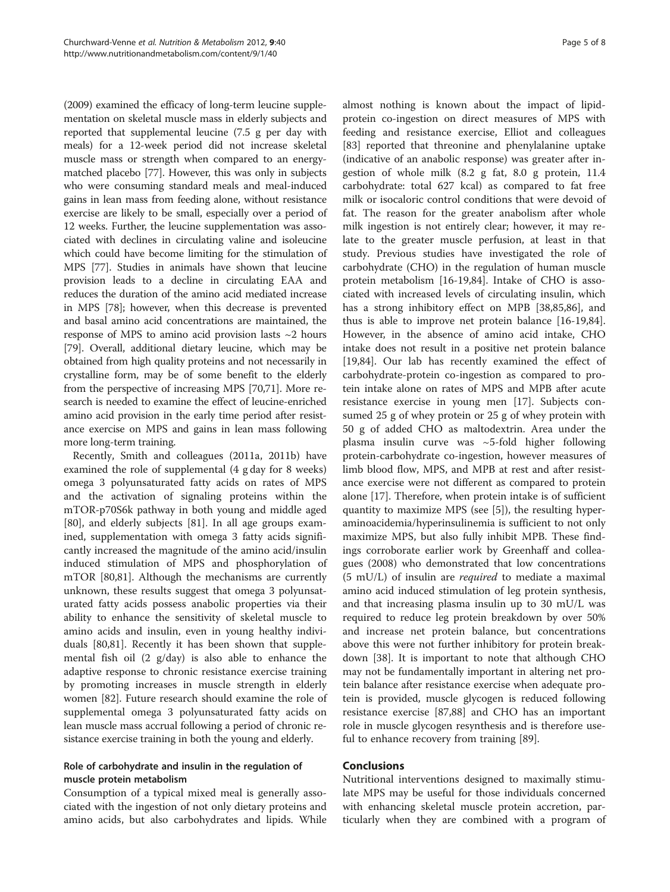(2009) examined the efficacy of long-term leucine supplementation on skeletal muscle mass in elderly subjects and reported that supplemental leucine (7.5 g per day with meals) for a 12-week period did not increase skeletal muscle mass or strength when compared to an energy-matched placebo [77]. However, this was only in subjects who were consuming standard meals and meal-induced gains in lean mass from feeding alone, without resistance exercise are likely to be small, especially over a period of 12 weeks. Further, the leucine supplementation was associated with declines in circulating valine and isoleucine which could have become limiting for the stimulation of MPS [77]. Studies in animals have shown that leucine provision leads to a decline in circulating EAA and reduces the duration of the amino acid mediated increase in MPS [78]; however, when this decrease is prevented and basal amino acid concentrations are maintained, the response of MPS to amino acid provision lasts ~2 hours [79]. Overall, additional dietary leucine, which may be obtained from high quality proteins and not necessarily in crystalline form, may be of some benefit to the elderly from the perspective of increasing MPS [70,71]. More research is needed to examine the effect of leucine-enriched amino acid provision in the early time period after resistance exercise on MPS and gains in lean mass following more long-term training.

Recently, Smith and colleagues (2011a, 2011b) have examined the role of supplemental (4 g day for 8 weeks) omega 3 polyunsaturated fatty acids on rates of MPS and the activation of signaling proteins within the mTOR-p70S6k pathway in both young and middle aged [80], and elderly subjects [81]. In all age groups examined, supplementation with omega 3 fatty acids significantly increased the magnitude of the amino acid/insulin induced stimulation of MPS and phosphorylation of mTOR [80,81]. Although the mechanisms are currently unknown, these results suggest that omega 3 polyunsaturated fatty acids possess anabolic properties via their ability to enhance the sensitivity of skeletal muscle to amino acids and insulin, even in young healthy individuals [80,81]. Recently it has been shown that supplemental fish oil (2 g/day) is also able to enhance the adaptive response to chronic resistance exercise training by promoting increases in muscle strength in elderly women [82]. Future research should examine the role of supplemental omega 3 polyunsaturated fatty acids on lean muscle mass accrual following a period of chronic resistance exercise training in both the young and elderly.

### Role of carbohydrate and insulin in the regulation of muscle protein metabolism

Consumption of a typical mixed meal is generally associated with the ingestion of not only dietary proteins and amino acids, but also carbohydrates and lipids. While almost nothing is known about the impact of lipid-protein co-ingestion on direct measures of MPS with feeding and resistance exercise, Elliot and colleagues [83] reported that threonine and phenylalanine uptake (indicative of an anabolic response) was greater after ingestion of whole milk (8.2 g fat, 8.0 g protein, 11.4 carbohydrate: total 627 kcal) as compared to fat free milk or isocaloric control conditions that were devoid of fat. The reason for the greater anabolism after whole milk ingestion is not entirely clear; however, it may relate to the greater muscle perfusion, at least in that study. Previous studies have investigated the role of carbohydrate (CHO) in the regulation of human muscle protein metabolism [16-19,84]. Intake of CHO is associated with increased levels of circulating insulin, which has a strong inhibitory effect on MPB [38,85,86], and thus is able to improve net protein balance [16-19,84]. However, in the absence of amino acid intake, CHO intake does not result in a positive net protein balance [19,84]. Our lab has recently examined the effect of carbohydrate-protein co-ingestion as compared to protein intake alone on rates of MPS and MPB after acute resistance exercise in young men [17]. Subjects consumed 25 g of whey protein or 25 g of whey protein with 50 g of added CHO as maltodextrin. Area under the plasma insulin curve was ~5-fold higher following protein-carbohydrate co-ingestion, however measures of limb blood flow, MPS, and MPB at rest and after resistance exercise were not different as compared to protein alone [17]. Therefore, when protein intake is of sufficient quantity to maximize MPS (see [5]), the resulting hyperaminoacidemia/hyperinsulinemia is sufficient to not only maximize MPS, but also fully inhibit MPB. These findings corroborate earlier work by Greenhaff and colleagues (2008) who demonstrated that low concentrations (5 mU/L) of insulin are *required* to mediate a maximal amino acid induced stimulation of leg protein synthesis, and that increasing plasma insulin up to 30 mU/L was required to reduce leg protein breakdown by over 50% and increase net protein balance, but concentrations above this were not further inhibitory for protein breakdown [38]. It is important to note that although CHO may not be fundamentally important in altering net protein balance after resistance exercise when adequate protein is provided, muscle glycogen is reduced following resistance exercise [87,88] and CHO has an important role in muscle glycogen resynthesis and is therefore useful to enhance recovery from training [89].

## Conclusions

Nutritional interventions designed to maximally stimulate MPS may be useful for those individuals concerned with enhancing skeletal muscle protein accretion, particularly when they are combined with a program of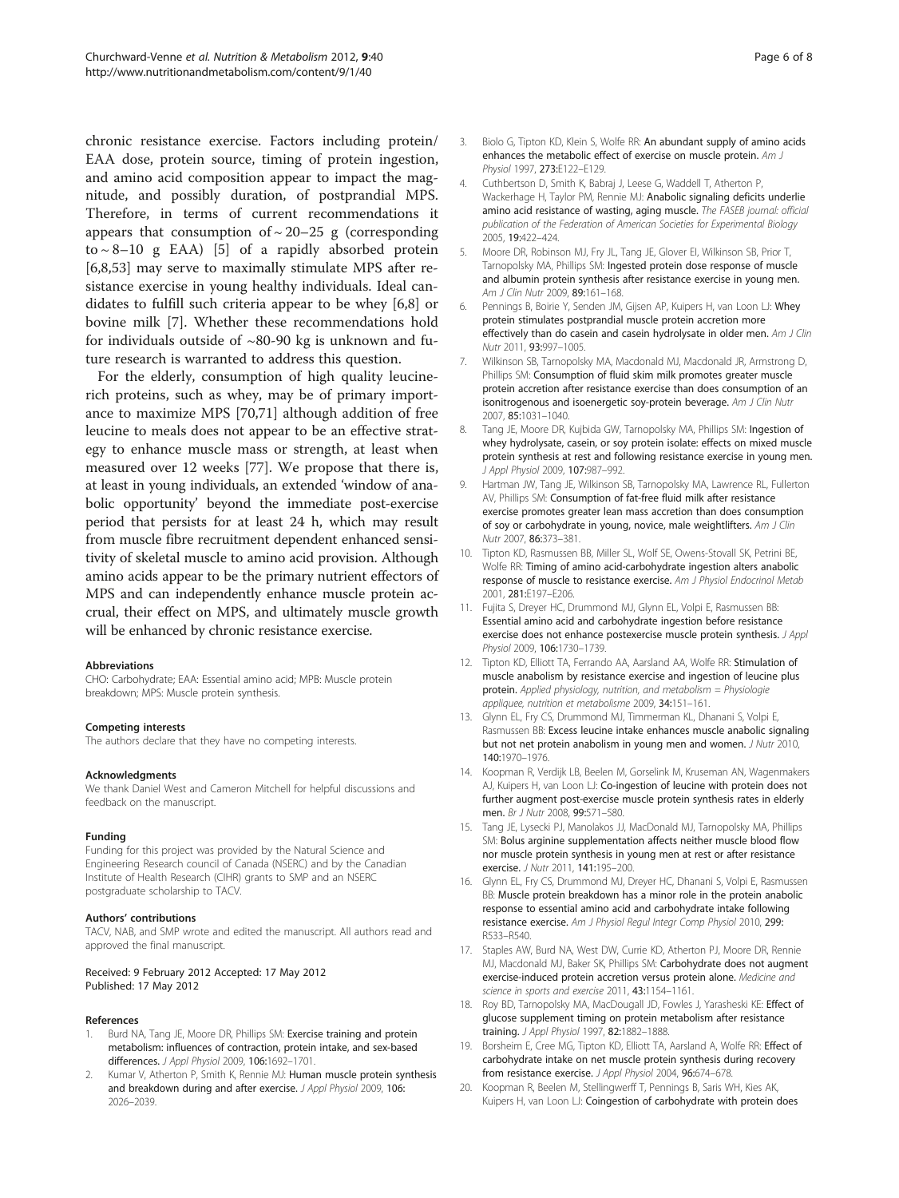chronic resistance exercise. Factors including protein/EAA dose, protein source, timing of protein ingestion, and amino acid composition appear to impact the magnitude, and possibly duration, of postprandial MPS. Therefore, in terms of current recommendations it appears that consumption of ~ 20–25 g (corresponding to ~ 8–10 g EAA) [5] of a rapidly absorbed protein [6,8,53] may serve to maximally stimulate MPS after resistance exercise in young healthy individuals. Ideal candidates to fulfill such criteria appear to be whey [6,8] or bovine milk [7]. Whether these recommendations hold for individuals outside of ~80-90 kg is unknown and future research is warranted to address this question.

For the elderly, consumption of high quality leucine-rich proteins, such as whey, may be of primary importance to maximize MPS [70,71] although addition of free leucine to meals does not appear to be an effective strategy to enhance muscle mass or strength, at least when measured over 12 weeks [77]. We propose that there is, at least in young individuals, an extended 'window of anabolic opportunity' beyond the immediate post-exercise period that persists for at least 24 h, which may result from muscle fibre recruitment dependent enhanced sensitivity of skeletal muscle to amino acid provision. Although amino acids appear to be the primary nutrient effectors of MPS and can independently enhance muscle protein accrual, their effect on MPS, and ultimately muscle growth will be enhanced by chronic resistance exercise.

#### Abbreviations

CHO: Carbohydrate; EAA: Essential amino acid; MPB: Muscle protein breakdown; MPS: Muscle protein synthesis.

#### Competing interests

The authors declare that they have no competing interests.

#### Acknowledgments

We thank Daniel West and Cameron Mitchell for helpful discussions and feedback on the manuscript.

#### Funding

Funding for this project was provided by the Natural Science and Engineering Research council of Canada (NSERC) and by the Canadian Institute of Health Research (CIHR) grants to SMP and an NSERC postgraduate scholarship to TACV.

#### Authors' contributions

TACV, NAB, and SMP wrote and edited the manuscript. All authors read and approved the final manuscript.

Received: 9 February 2012 Accepted: 17 May 2012
Published: 17 May 2012

#### References

1. Burd NA, Tang JE, Moore DR, Phillips SM: **Exercise training and protein metabolism: influences of contraction, protein intake, and sex-based differences.** *J Appl Physiol* 2009, **106**:1692–1701.
2. Kumar V, Atherton P, Smith K, Rennie MJ: **Human muscle protein synthesis and breakdown during and after exercise.** *J Appl Physiol* 2009, **106**: 2026–2039.
3. Biolo G, Tipton KD, Klein S, Wolfe RR: **An abundant supply of amino acids enhances the metabolic effect of exercise on muscle protein.** *Am J Physiol* 1997, **273**:E122–E129.
4. Cuthbertson D, Smith K, Babraj J, Leese G, Waddell T, Atherton P, Wackerhage H, Taylor PM, Rennie MJ: **Anabolic signaling deficits underlie amino acid resistance of wasting, aging muscle.** *The FASEB journal: official publication of the Federation of American Societies for Experimental Biology* 2005, **19**:422–424.
5. Moore DR, Robinson MJ, Fry JL, Tang JE, Glover EI, Wilkinson SB, Prior T, Tarnopolsky MA, Phillips SM: **Ingested protein dose response of muscle and albumin protein synthesis after resistance exercise in young men.** *Am J Clin Nutr* 2009, **89**:161–168.
6. Pennings B, Boirie Y, Senden JM, Gijsen AP, Kuipers H, van Loon LJ: **Whey protein stimulates postprandial muscle protein accretion more effectively than do casein and casein hydrolysate in older men.** *Am J Clin Nutr* 2011, **93**:997–1005.
7. Wilkinson SB, Tarnopolsky MA, Macdonald MJ, Macdonald JR, Armstrong D, Phillips SM: **Consumption of fluid skim milk promotes greater muscle protein accretion after resistance exercise than does consumption of an isonitrogenous and isoenergetic soy-protein beverage.** *Am J Clin Nutr* 2007, **85**:1031–1040.
8. Tang JE, Moore DR, Kujbida GW, Tarnopolsky MA, Phillips SM: **Ingestion of whey hydrolysate, casein, or soy protein isolate: effects on mixed muscle protein synthesis at rest and following resistance exercise in young men.** *J Appl Physiol* 2009, **107**:987–992.
9. Hartman JW, Tang JE, Wilkinson SB, Tarnopolsky MA, Lawrence RL, Fullerton AV, Phillips SM: **Consumption of fat-free fluid milk after resistance exercise promotes greater lean mass accretion than does consumption of soy or carbohydrate in young, novice, male weightlifters.** *Am J Clin Nutr* 2007, **86**:373–381.
10. Tipton KD, Rasmussen BB, Miller SL, Wolf SE, Owens-Stovall SK, Petrini BE, Wolfe RR: **Timing of amino acid-carbohydrate ingestion alters anabolic response of muscle to resistance exercise.** *Am J Physiol Endocrinol Metab* 2001, **281**:E197–E206.
11. Fujita S, Dreyer HC, Drummond MJ, Glynn EL, Volpi E, Rasmussen BB: **Essential amino acid and carbohydrate ingestion before resistance exercise does not enhance postexercise muscle protein synthesis.** *J Appl Physiol* 2009, **106**:1730–1739.
12. Tipton KD, Elliott TA, Ferrando AA, Aarsland AA, Wolfe RR: **Stimulation of muscle anabolism by resistance exercise and ingestion of leucine plus protein.** *Applied physiology, nutrition, and metabolism = Physiologie appliquee, nutrition et metabolisme* 2009, **34**:151–161.
13. Glynn EL, Fry CS, Drummond MJ, Timmerman KL, Dhanani S, Volpi E, Rasmussen BB: **Excess leucine intake enhances muscle anabolic signaling but not net protein anabolism in young men and women.** *J Nutr* 2010, **140**:1970–1976.
14. Koopman R, Verdijk LB, Beelen M, Gorselink M, Kruseman AN, Wagenmakers AJ, Kuipers H, van Loon LJ: **Co-ingestion of leucine with protein does not further augment post-exercise muscle protein synthesis rates in elderly men.** *Br J Nutr* 2008, **99**:571–580.
15. Tang JE, Lysecki PJ, Manolakos JJ, MacDonald MJ, Tarnopolsky MA, Phillips SM: **Bolus arginine supplementation affects neither muscle blood flow nor muscle protein synthesis in young men at rest or after resistance exercise.** *J Nutr* 2011, **141**:195–200.
16. Glynn EL, Fry CS, Drummond MJ, Dreyer HC, Dhanani S, Volpi E, Rasmussen BB: **Muscle protein breakdown has a minor role in the protein anabolic response to essential amino acid and carbohydrate intake following resistance exercise.** *Am J Physiol Regul Integr Comp Physiol* 2010, **299**: R533–R540.
17. Staples AW, Burd NA, West DW, Currie KD, Atherton PJ, Moore DR, Rennie MJ, Macdonald MJ, Baker SK, Phillips SM: **Carbohydrate does not augment exercise-induced protein accretion versus protein alone.** *Medicine and science in sports and exercise* 2011, **43**:1154–1161.
18. Roy BD, Tarnopolsky MA, MacDougall JD, Fowles J, Yarasheski KE: **Effect of glucose supplement timing on protein metabolism after resistance training.** *J Appl Physiol* 1997, **82**:1882–1888.
19. Borsheim E, Cree MG, Tipton KD, Elliott TA, Aarsland A, Wolfe RR: **Effect of carbohydrate intake on net muscle protein synthesis during recovery from resistance exercise.** *J Appl Physiol* 2004, **96**:674–678.
20. Koopman R, Beelen M, Stellingwerff T, Pennings B, Saris WH, Kies AK, Kuipers H, van Loon LJ: **Coingestion of carbohydrate with protein does**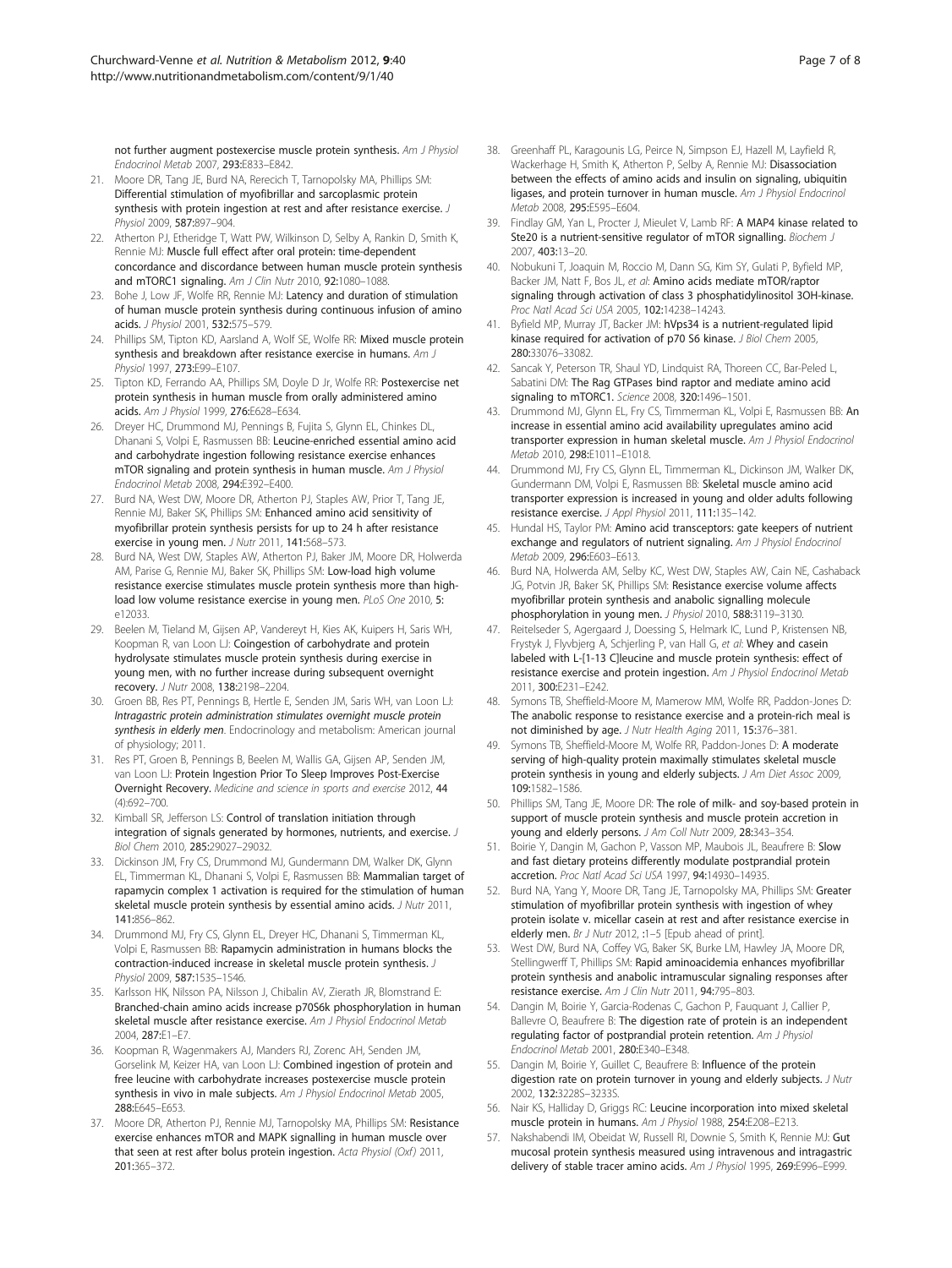not further augment postexercise muscle protein synthesis. *Am J Physiol Endocrinol Metab* 2007, **293:**E833–E842.

21. Moore DR, Tang JE, Burd NA, Rerecich T, Tarnopolsky MA, Phillips SM: **Differential stimulation of myofibrillar and sarcoplasmic protein synthesis with protein ingestion at rest and after resistance exercise.** *J Physiol* 2009, **587:**897–904.
22. Atherton PJ, Etheridge T, Watt PW, Wilkinson D, Selby A, Rankin D, Smith K, Rennie MJ: **Muscle full effect after oral protein: time-dependent concordance and discordance between human muscle protein synthesis and mTORC1 signaling.** *Am J Clin Nutr* 2010, **92:**1080–1088.
23. Bohe J, Low JF, Wolfe RR, Rennie MJ: **Latency and duration of stimulation of human muscle protein synthesis during continuous infusion of amino acids.** *J Physiol* 2001, **532:**575–579.
24. Phillips SM, Tipton KD, Aarsland A, Wolf SE, Wolfe RR: **Mixed muscle protein synthesis and breakdown after resistance exercise in humans.** *Am J Physiol* 1997, **273:**E99–E107.
25. Tipton KD, Ferrando AA, Phillips SM, Doyle D Jr, Wolfe RR: **Postexercise net protein synthesis in human muscle from orally administered amino acids.** *Am J Physiol* 1999, **276:**E628–E634.
26. Dreyer HC, Drummond MJ, Pennings B, Fujita S, Glynn EL, Chinkes DL, Dhanani S, Volpi E, Rasmussen BB: **Leucine-enriched essential amino acid and carbohydrate ingestion following resistance exercise enhances mTOR signaling and protein synthesis in human muscle.** *Am J Physiol Endocrinol Metab* 2008, **294:**E392–E400.
27. Burd NA, West DW, Moore DR, Atherton PJ, Staples AW, Prior T, Tang JE, Rennie MJ, Baker SK, Phillips SM: **Enhanced amino acid sensitivity of myofibrillar protein synthesis persists for up to 24 h after resistance exercise in young men.** *J Nutr* 2011, **141:**568–573.
28. Burd NA, West DW, Staples AW, Atherton PJ, Baker JM, Moore DR, Holwerda AM, Parise G, Rennie MJ, Baker SK, Phillips SM: **Low-load high volume resistance exercise stimulates muscle protein synthesis more than high-load low volume resistance exercise in young men.** *PLoS One* 2010, **5:** e12033.
29. Beelen M, Tieland M, Gijsen AP, Vandereyt H, Kies AK, Kuipers H, Saris WH, Koopman R, van Loon LJ: **Coingestion of carbohydrate and protein hydrolysate stimulates muscle protein synthesis during exercise in young men, with no further increase during subsequent overnight recovery.** *J Nutr* 2008, **138:**2198–2204.
30. Groen BB, Res PT, Pennings B, Hertle E, Senden JM, Saris WH, van Loon LJ: *Intragastric protein administration stimulates overnight muscle protein synthesis in elderly men*. Endocrinology and metabolism: American journal of physiology; 2011.
31. Res PT, Groen B, Pennings B, Beelen M, Wallis GA, Gijsen AP, Senden JM, van Loon LJ: **Protein Ingestion Prior To Sleep Improves Post-Exercise Overnight Recovery.** *Medicine and science in sports and exercise* 2012, 44 (4):692–700.
32. Kimball SR, Jefferson LS: **Control of translation initiation through integration of signals generated by hormones, nutrients, and exercise.** *J Biol Chem* 2010, **285:**29027–29032.
33. Dickinson JM, Fry CS, Drummond MJ, Gundermann DM, Walker DK, Glynn EL, Timmerman KL, Dhanani S, Volpi E, Rasmussen BB: **Mammalian target of rapamycin complex 1 activation is required for the stimulation of human skeletal muscle protein synthesis by essential amino acids.** *J Nutr* 2011, **141:**856–862.
34. Drummond MJ, Fry CS, Glynn EL, Dreyer HC, Dhanani S, Timmerman KL, Volpi E, Rasmussen BB: **Rapamycin administration in humans blocks the contraction-induced increase in skeletal muscle protein synthesis.** *J Physiol* 2009, **587:**1535–1546.
35. Karlsson HK, Nilsson PA, Nilsson J, Chibalin AV, Zierath JR, Blomstrand E: **Branched-chain amino acids increase p70S6k phosphorylation in human skeletal muscle after resistance exercise.** *Am J Physiol Endocrinol Metab* 2004, **287:**E1–E7.
36. Koopman R, Wagenmakers AJ, Manders RJ, Zorenc AH, Senden JM, Gorselink M, Keizer HA, van Loon LJ: **Combined ingestion of protein and free leucine with carbohydrate increases postexercise muscle protein synthesis in vivo in male subjects.** *Am J Physiol Endocrinol Metab* 2005, **288:**E645–E653.
37. Moore DR, Atherton PJ, Rennie MJ, Tarnopolsky MA, Phillips SM: **Resistance exercise enhances mTOR and MAPK signalling in human muscle over that seen at rest after bolus protein ingestion.** *Acta Physiol (Oxf)* 2011, **201:**365–372.
38. Greenhaff PL, Karagounis LG, Peirce N, Simpson EJ, Hazell M, Layfield R, Wackerhage H, Smith K, Atherton P, Selby A, Rennie MJ: **Disassociation between the effects of amino acids and insulin on signaling, ubiquitin ligases, and protein turnover in human muscle.** *Am J Physiol Endocrinol Metab* 2008, **295:**E595–E604.
39. Findlay GM, Yan L, Procter J, Mieulet V, Lamb RF: **A MAP4 kinase related to Ste20 is a nutrient-sensitive regulator of mTOR signalling.** *Biochem J* 2007, **403:**13–20.
40. Nobukuni T, Joaquin M, Roccio M, Dann SG, Kim SY, Gulati P, Byfield MP, Backer JM, Natt F, Bos JL, *et al*: **Amino acids mediate mTOR/raptor signaling through activation of class 3 phosphatidylinositol 3OH-kinase.** *Proc Natl Acad Sci USA* 2005, **102:**14238–14243.
41. Byfield MP, Murray JT, Backer JM: **hVps34 is a nutrient-regulated lipid kinase required for activation of p70 S6 kinase.** *J Biol Chem* 2005, **280:**33076–33082.
42. Sancak Y, Peterson TR, Shaul YD, Lindquist RA, Thoreen CC, Bar-Peled L, Sabatini DM: **The Rag GTPases bind raptor and mediate amino acid signaling to mTORC1.** *Science* 2008, **320:**1496–1501.
43. Drummond MJ, Glynn EL, Fry CS, Timmerman KL, Volpi E, Rasmussen BB: **An increase in essential amino acid availability upregulates amino acid transporter expression in human skeletal muscle.** *Am J Physiol Endocrinol Metab* 2010, **298:**E1011–E1018.
44. Drummond MJ, Fry CS, Glynn EL, Timmerman KL, Dickinson JM, Walker DK, Gundermann DM, Volpi E, Rasmussen BB: **Skeletal muscle amino acid transporter expression is increased in young and older adults following resistance exercise.** *J Appl Physiol* 2011, **111:**135–142.
45. Hundal HS, Taylor PM: **Amino acid transceptors: gate keepers of nutrient exchange and regulators of nutrient signaling.** *Am J Physiol Endocrinol Metab* 2009, **296:**E603–E613.
46. Burd NA, Holwerda AM, Selby KC, West DW, Staples AW, Cain NE, Cashaback JG, Potvin JR, Baker SK, Phillips SM: **Resistance exercise volume affects myofibrillar protein synthesis and anabolic signalling molecule phosphorylation in young men.** *J Physiol* 2010, **588:**3119–3130.
47. Reitelseder S, Agergaard J, Doessing S, Helmark IC, Lund P, Kristensen NB, Frystyk J, Flyvbjerg A, Schjerling P, van Hall G, *et al*: **Whey and casein labeled with L-[1-13 C]leucine and muscle protein synthesis: effect of resistance exercise and protein ingestion.** *Am J Physiol Endocrinol Metab* 2011, **300:**E231–E242.
48. Symons TB, Sheffield-Moore M, Mamerow MM, Wolfe RR, Paddon-Jones D: **The anabolic response to resistance exercise and a protein-rich meal is not diminished by age.** *J Nutr Health Aging* 2011, **15:**376–381.
49. Symons TB, Sheffield-Moore M, Wolfe RR, Paddon-Jones D: **A moderate serving of high-quality protein maximally stimulates skeletal muscle protein synthesis in young and elderly subjects.** *J Am Diet Assoc* 2009, **109:**1582–1586.
50. Phillips SM, Tang JE, Moore DR: **The role of milk- and soy-based protein in support of muscle protein synthesis and muscle protein accretion in young and elderly persons.** *J Am Coll Nutr* 2009, **28:**343–354.
51. Boirie Y, Dangin M, Gachon P, Vasson MP, Maubois JL, Beaufrere B: **Slow and fast dietary proteins differently modulate postprandial protein accretion.** *Proc Natl Acad Sci USA* 1997, **94:**14930–14935.
52. Burd NA, Yang Y, Moore DR, Tang JE, Tarnopolsky MA, Phillips SM: **Greater stimulation of myofibrillar protein synthesis with ingestion of whey protein isolate v. micellar casein at rest and after resistance exercise in elderly men.** *Br J Nutr* 2012, **:**1–5 [Epub ahead of print].
53. West DW, Burd NA, Coffey VG, Baker SK, Burke LM, Hawley JA, Moore DR, Stellingwerff T, Phillips SM: **Rapid aminoacidemia enhances myofibrillar protein synthesis and anabolic intramuscular signaling responses after resistance exercise.** *Am J Clin Nutr* 2011, **94:**795–803.
54. Dangin M, Boirie Y, Garcia-Rodenas C, Gachon P, Fauquant J, Callier P, Ballevre O, Beaufrere B: **The digestion rate of protein is an independent regulating factor of postprandial protein retention.** *Am J Physiol Endocrinol Metab* 2001, **280:**E340–E348.
55. Dangin M, Boirie Y, Guillet C, Beaufrere B: **Influence of the protein digestion rate on protein turnover in young and elderly subjects.** *J Nutr* 2002, **132:**3228S–3233S.
56. Nair KS, Halliday D, Griggs RC: **Leucine incorporation into mixed skeletal muscle protein in humans.** *Am J Physiol* 1988, **254:**E208–E213.
57. Nakshabendi IM, Obeidat W, Russell RI, Downie S, Smith K, Rennie MJ: **Gut mucosal protein synthesis measured using intravenous and intragastric delivery of stable tracer amino acids.** *Am J Physiol* 1995, **269:**E996–E999.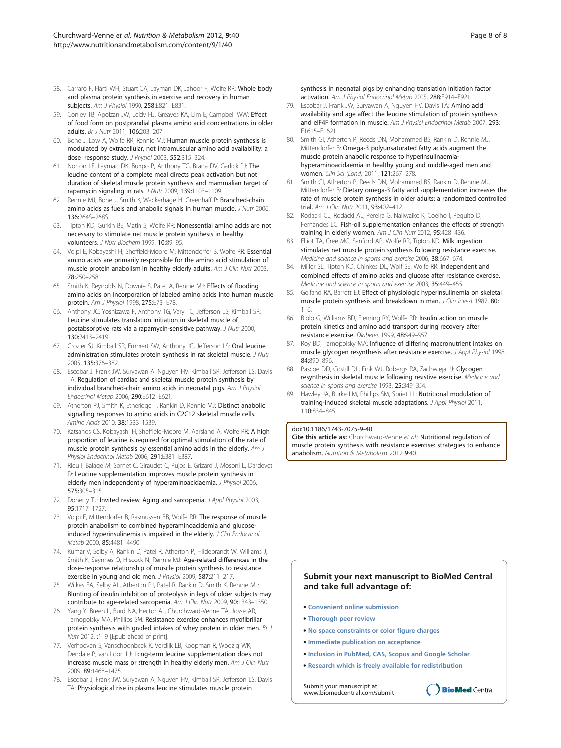58. Carraro F, Hartl WH, Stuart CA, Layman DK, Jahoor F, Wolfe RR: **Whole body and plasma protein synthesis in exercise and recovery in human subjects.** *Am J Physiol* 1990, **258:**E821–E831.
59. Conley TB, Apolzan JW, Leidy HJ, Greaves KA, Lim E, Campbell WW: **Effect of food form on postprandial plasma amino acid concentrations in older adults.** *Br J Nutr* 2011, **106:**203–207.
60. Bohe J, Low A, Wolfe RR, Rennie MJ: **Human muscle protein synthesis is modulated by extracellular, not intramuscular amino acid availability: a dose–response study.** *J Physiol* 2003, **552:**315–324.
61. Norton LE, Layman DK, Bunpo P, Anthony TG, Brana DV, Garlick PJ: **The leucine content of a complete meal directs peak activation but not duration of skeletal muscle protein synthesis and mammalian target of rapamycin signaling in rats.** *J Nutr* 2009, **139:**1103–1109.
62. Rennie MJ, Bohe J, Smith K, Wackerhage H, Greenhaff P: **Branched-chain amino acids as fuels and anabolic signals in human muscle.** *J Nutr* 2006, **136:**264S–268S.
63. Tipton KD, Gurkin BE, Matin S, Wolfe RR: **Nonessential amino acids are not necessary to stimulate net muscle protein synthesis in healthy volunteers.** *J Nutr Biochem* 1999, **10:**89–95.
64. Volpi E, Kobayashi H, Sheffield-Moore M, Mittendorfer B, Wolfe RR: **Essential amino acids are primarily responsible for the amino acid stimulation of muscle protein anabolism in healthy elderly adults.** *Am J Clin Nutr* 2003, **78:**250–258.
65. Smith K, Reynolds N, Downie S, Patel A, Rennie MJ: **Effects of flooding amino acids on incorporation of labeled amino acids into human muscle protein.** *Am J Physiol* 1998, **275:**E73–E78.
66. Anthony JC, Yoshizawa F, Anthony TG, Vary TC, Jefferson LS, Kimball SR: **Leucine stimulates translation initiation in skeletal muscle of postabsorptive rats via a rapamycin-sensitive pathway.** *J Nutr* 2000, **130:**2413–2419.
67. Crozier SJ, Kimball SR, Emmert SW, Anthony JC, Jefferson LS: **Oral leucine administration stimulates protein synthesis in rat skeletal muscle.** *J Nutr* 2005, **135:**376–382.
68. Escobar J, Frank JW, Suryawan A, Nguyen HV, Kimball SR, Jefferson LS, Davis TA: **Regulation of cardiac and skeletal muscle protein synthesis by individual branched-chain amino acids in neonatal pigs.** *Am J Physiol Endocrinol Metab* 2006, **290:**E612–E621.
69. Atherton PJ, Smith K, Etheridge T, Rankin D, Rennie MJ: **Distinct anabolic signalling responses to amino acids in C2C12 skeletal muscle cells.** *Amino Acids* 2010, **38:**1533–1539.
70. Katsanos CS, Kobayashi H, Sheffield-Moore M, Aarsland A, Wolfe RR: **A high proportion of leucine is required for optimal stimulation of the rate of muscle protein synthesis by essential amino acids in the elderly.** *Am J Physiol Endocrinol Metab* 2006, **291:**E381–E387.
71. Rieu I, Balage M, Sornet C, Giraudet C, Pujos E, Grizard J, Mosoni L, Dardevet D: **Leucine supplementation improves muscle protein synthesis in elderly men independently of hyperaminoacidaemia.** *J Physiol* 2006, **575:**305–315.
72. Doherty TJ: **Invited review: Aging and sarcopenia.** *J Appl Physiol* 2003, **95:**1717–1727.
73. Volpi E, Mittendorfer B, Rasmussen BB, Wolfe RR: **The response of muscle protein anabolism to combined hyperaminoacidemia and glucose-induced hyperinsulinemia is impaired in the elderly.** *J Clin Endocrinol Metab* 2000, **85:**4481–4490.
74. Kumar V, Selby A, Rankin D, Patel R, Atherton P, Hildebrandt W, Williams J, Smith K, Seynnes O, Hiscock N, Rennie MJ: **Age-related differences in the dose–response relationship of muscle protein synthesis to resistance exercise in young and old men.** *J Physiol* 2009, **587:**211–217.
75. Wilkes EA, Selby AL, Atherton PJ, Patel R, Rankin D, Smith K, Rennie MJ: **Blunting of insulin inhibition of proteolysis in legs of older subjects may contribute to age-related sarcopenia.** *Am J Clin Nutr* 2009, **90:**1343–1350.
76. Yang Y, Breen L, Burd NA, Hector AJ, Churchward-Venne TA, Josse AR, Tarnopolsky MA, Phillips SM: **Resistance exercise enhances myofibrillar protein synthesis with graded intakes of whey protein in older men.** *Br J Nutr* 2012, **:**1–9 [Epub ahead of print].
77. Verhoeven S, Vanschoonbeek K, Verdijk LB, Koopman R, Wodzig WK, Dendale P, van Loon LJ: **Long-term leucine supplementation does not increase muscle mass or strength in healthy elderly men.** *Am J Clin Nutr* 2009, **89:**1468–1475.
78. Escobar J, Frank JW, Suryawan A, Nguyen HV, Kimball SR, Jefferson LS, Davis TA: **Physiological rise in plasma leucine stimulates muscle protein synthesis in neonatal pigs by enhancing translation initiation factor activation.** *Am J Physiol Endocrinol Metab* 2005, **288:**E914–E921.
79. Escobar J, Frank JW, Suryawan A, Nguyen HV, Davis TA: **Amino acid availability and age affect the leucine stimulation of protein synthesis and eIF4F formation in muscle.** *Am J Physiol Endocrinol Metab* 2007, **293:**E1615–E1621.
80. Smith GI, Atherton P, Reeds DN, Mohammed BS, Rankin D, Rennie MJ, Mittendorfer B: **Omega-3 polyunsaturated fatty acids augment the muscle protein anabolic response to hyperinsulinaemia-hyperaminoacidaemia in healthy young and middle-aged men and women.** *Clin Sci (Lond)* 2011, **121:**267–278.
81. Smith GI, Atherton P, Reeds DN, Mohammed BS, Rankin D, Rennie MJ, Mittendorfer B: **Dietary omega-3 fatty acid supplementation increases the rate of muscle protein synthesis in older adults: a randomized controlled trial.** *Am J Clin Nutr* 2011, **93:**402–412.
82. Rodacki CL, Rodacki AL, Pereira G, Naliwaiko K, Coelho I, Pequito D, Fernandes LC: **Fish-oil supplementation enhances the effects of strength training in elderly women.** *Am J Clin Nutr* 2012, **95:**428–436.
83. Elliot TA, Cree MG, Sanford AP, Wolfe RR, Tipton KD: **Milk ingestion stimulates net muscle protein synthesis following resistance exercise.** *Medicine and science in sports and exercise* 2006, **38:**667–674.
84. Miller SL, Tipton KD, Chinkes DL, Wolf SE, Wolfe RR: **Independent and combined effects of amino acids and glucose after resistance exercise.** *Medicine and science in sports and exercise* 2003, **35:**449–455.
85. Gelfand RA, Barrett EJ: **Effect of physiologic hyperinsulinemia on skeletal muscle protein synthesis and breakdown in man.** *J Clin Invest* 1987, **80:**1–6.
86. Biolo G, Williams BD, Fleming RY, Wolfe RR: **Insulin action on muscle protein kinetics and amino acid transport during recovery after resistance exercise.** *Diabetes* 1999, **48:**949–957.
87. Roy BD, Tarnopolsky MA: **Influence of differing macronutrient intakes on muscle glycogen resynthesis after resistance exercise.** *J Appl Physiol* 1998, **84:**890–896.
88. Pascoe DD, Costill DL, Fink WJ, Robergs RA, Zachwieja JJ: **Glycogen resynthesis in skeletal muscle following resistive exercise.** *Medicine and science in sports and exercise* 1993, **25:**349–354.
89. Hawley JA, Burke LM, Phillips SM, Spriet LL: **Nutritional modulation of training-induced skeletal muscle adaptations.** *J Appl Physiol* 2011, **110:**834–845.

doi:10.1186/1743-7075-9-40

**Cite this article as:** Churchward-Venne *et al.*: Nutritional regulation of muscle protein synthesis with resistance exercise: strategies to enhance anabolism. *Nutrition & Metabolism* 2012 **9**:40.